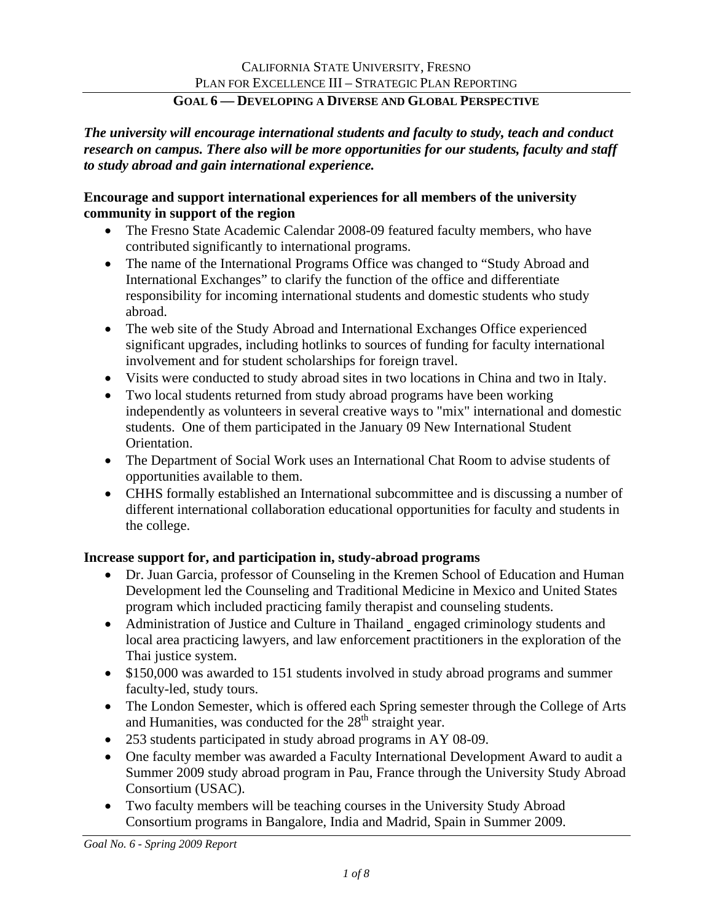CALIFORNIA STATE UNIVERSITY, FRESNO
PLAN FOR EXCELLENCE III – STRATEGIC PLAN REPORTING

## GOAL 6 — DEVELOPING A DIVERSE AND GLOBAL PERSPECTIVE

***The university will encourage international students and faculty to study, teach and conduct research on campus. There also will be more opportunities for our students, faculty and staff to study abroad and gain international experience.***

### Encourage and support international experiences for all members of the university community in support of the region

- The Fresno State Academic Calendar 2008-09 featured faculty members, who have contributed significantly to international programs.
- The name of the International Programs Office was changed to "Study Abroad and International Exchanges" to clarify the function of the office and differentiate responsibility for incoming international students and domestic students who study abroad.
- The web site of the Study Abroad and International Exchanges Office experienced significant upgrades, including hotlinks to sources of funding for faculty international involvement and for student scholarships for foreign travel.
- Visits were conducted to study abroad sites in two locations in China and two in Italy.
- Two local students returned from study abroad programs have been working independently as volunteers in several creative ways to "mix" international and domestic students. One of them participated in the January 09 New International Student Orientation.
- The Department of Social Work uses an International Chat Room to advise students of opportunities available to them.
- CHHS formally established an International subcommittee and is discussing a number of different international collaboration educational opportunities for faculty and students in the college.

### Increase support for, and participation in, study-abroad programs

- Dr. Juan Garcia, professor of Counseling in the Kremen School of Education and Human Development led the Counseling and Traditional Medicine in Mexico and United States program which included practicing family therapist and counseling students.
- Administration of Justice and Culture in Thailand engaged criminology students and local area practicing lawyers, and law enforcement practitioners in the exploration of the Thai justice system.
- $150,000 was awarded to 151 students involved in study abroad programs and summer faculty-led, study tours.
- The London Semester, which is offered each Spring semester through the College of Arts and Humanities, was conducted for the 28th straight year.
- 253 students participated in study abroad programs in AY 08-09.
- One faculty member was awarded a Faculty International Development Award to audit a Summer 2009 study abroad program in Pau, France through the University Study Abroad Consortium (USAC).
- Two faculty members will be teaching courses in the University Study Abroad Consortium programs in Bangalore, India and Madrid, Spain in Summer 2009.

*Goal No. 6 - Spring 2009 Report*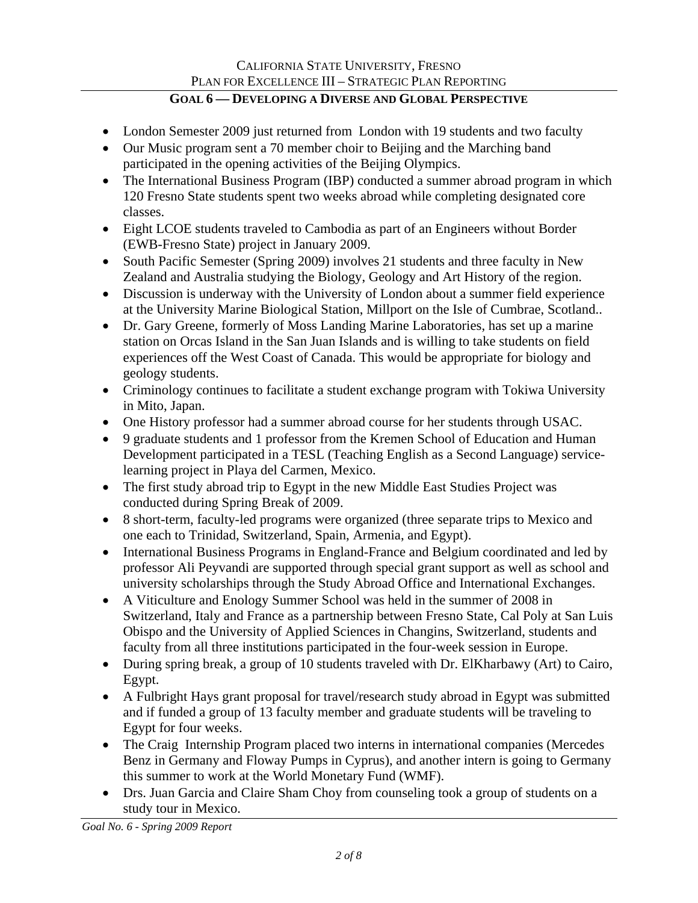## Goal 6 — Developing a Diverse and Global Perspective

- London Semester 2009 just returned from London with 19 students and two faculty
- Our Music program sent a 70 member choir to Beijing and the Marching band participated in the opening activities of the Beijing Olympics.
- The International Business Program (IBP) conducted a summer abroad program in which 120 Fresno State students spent two weeks abroad while completing designated core classes.
- Eight LCOE students traveled to Cambodia as part of an Engineers without Border (EWB-Fresno State) project in January 2009.
- South Pacific Semester (Spring 2009) involves 21 students and three faculty in New Zealand and Australia studying the Biology, Geology and Art History of the region.
- Discussion is underway with the University of London about a summer field experience at the University Marine Biological Station, Millport on the Isle of Cumbrae, Scotland..
- Dr. Gary Greene, formerly of Moss Landing Marine Laboratories, has set up a marine station on Orcas Island in the San Juan Islands and is willing to take students on field experiences off the West Coast of Canada. This would be appropriate for biology and geology students.
- Criminology continues to facilitate a student exchange program with Tokiwa University in Mito, Japan.
- One History professor had a summer abroad course for her students through USAC.
- 9 graduate students and 1 professor from the Kremen School of Education and Human Development participated in a TESL (Teaching English as a Second Language) service-learning project in Playa del Carmen, Mexico.
- The first study abroad trip to Egypt in the new Middle East Studies Project was conducted during Spring Break of 2009.
- 8 short-term, faculty-led programs were organized (three separate trips to Mexico and one each to Trinidad, Switzerland, Spain, Armenia, and Egypt).
- International Business Programs in England-France and Belgium coordinated and led by professor Ali Peyvandi are supported through special grant support as well as school and university scholarships through the Study Abroad Office and International Exchanges.
- A Viticulture and Enology Summer School was held in the summer of 2008 in Switzerland, Italy and France as a partnership between Fresno State, Cal Poly at San Luis Obispo and the University of Applied Sciences in Changins, Switzerland, students and faculty from all three institutions participated in the four-week session in Europe.
- During spring break, a group of 10 students traveled with Dr. ElKharbawy (Art) to Cairo, Egypt.
- A Fulbright Hays grant proposal for travel/research study abroad in Egypt was submitted and if funded a group of 13 faculty member and graduate students will be traveling to Egypt for four weeks.
- The Craig Internship Program placed two interns in international companies (Mercedes Benz in Germany and Floway Pumps in Cyprus), and another intern is going to Germany this summer to work at the World Monetary Fund (WMF).
- Drs. Juan Garcia and Claire Sham Choy from counseling took a group of students on a study tour in Mexico.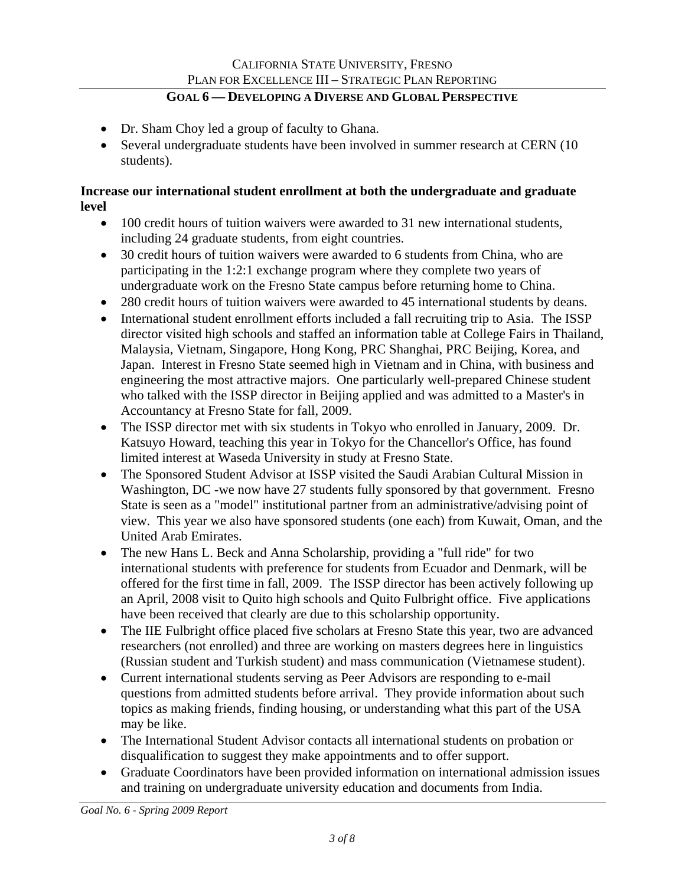- Dr. Sham Choy led a group of faculty to Ghana.
- Several undergraduate students have been involved in summer research at CERN (10 students).

**Increase our international student enrollment at both the undergraduate and graduate level**

- 100 credit hours of tuition waivers were awarded to 31 new international students, including 24 graduate students, from eight countries.
- 30 credit hours of tuition waivers were awarded to 6 students from China, who are participating in the 1:2:1 exchange program where they complete two years of undergraduate work on the Fresno State campus before returning home to China.
- 280 credit hours of tuition waivers were awarded to 45 international students by deans.
- International student enrollment efforts included a fall recruiting trip to Asia. The ISSP director visited high schools and staffed an information table at College Fairs in Thailand, Malaysia, Vietnam, Singapore, Hong Kong, PRC Shanghai, PRC Beijing, Korea, and Japan. Interest in Fresno State seemed high in Vietnam and in China, with business and engineering the most attractive majors. One particularly well-prepared Chinese student who talked with the ISSP director in Beijing applied and was admitted to a Master's in Accountancy at Fresno State for fall, 2009.
- The ISSP director met with six students in Tokyo who enrolled in January, 2009. Dr. Katsuyo Howard, teaching this year in Tokyo for the Chancellor's Office, has found limited interest at Waseda University in study at Fresno State.
- The Sponsored Student Advisor at ISSP visited the Saudi Arabian Cultural Mission in Washington, DC -we now have 27 students fully sponsored by that government. Fresno State is seen as a "model" institutional partner from an administrative/advising point of view. This year we also have sponsored students (one each) from Kuwait, Oman, and the United Arab Emirates.
- The new Hans L. Beck and Anna Scholarship, providing a "full ride" for two international students with preference for students from Ecuador and Denmark, will be offered for the first time in fall, 2009. The ISSP director has been actively following up an April, 2008 visit to Quito high schools and Quito Fulbright office. Five applications have been received that clearly are due to this scholarship opportunity.
- The IIE Fulbright office placed five scholars at Fresno State this year, two are advanced researchers (not enrolled) and three are working on masters degrees here in linguistics (Russian student and Turkish student) and mass communication (Vietnamese student).
- Current international students serving as Peer Advisors are responding to e-mail questions from admitted students before arrival. They provide information about such topics as making friends, finding housing, or understanding what this part of the USA may be like.
- The International Student Advisor contacts all international students on probation or disqualification to suggest they make appointments and to offer support.
- Graduate Coordinators have been provided information on international admission issues and training on undergraduate university education and documents from India.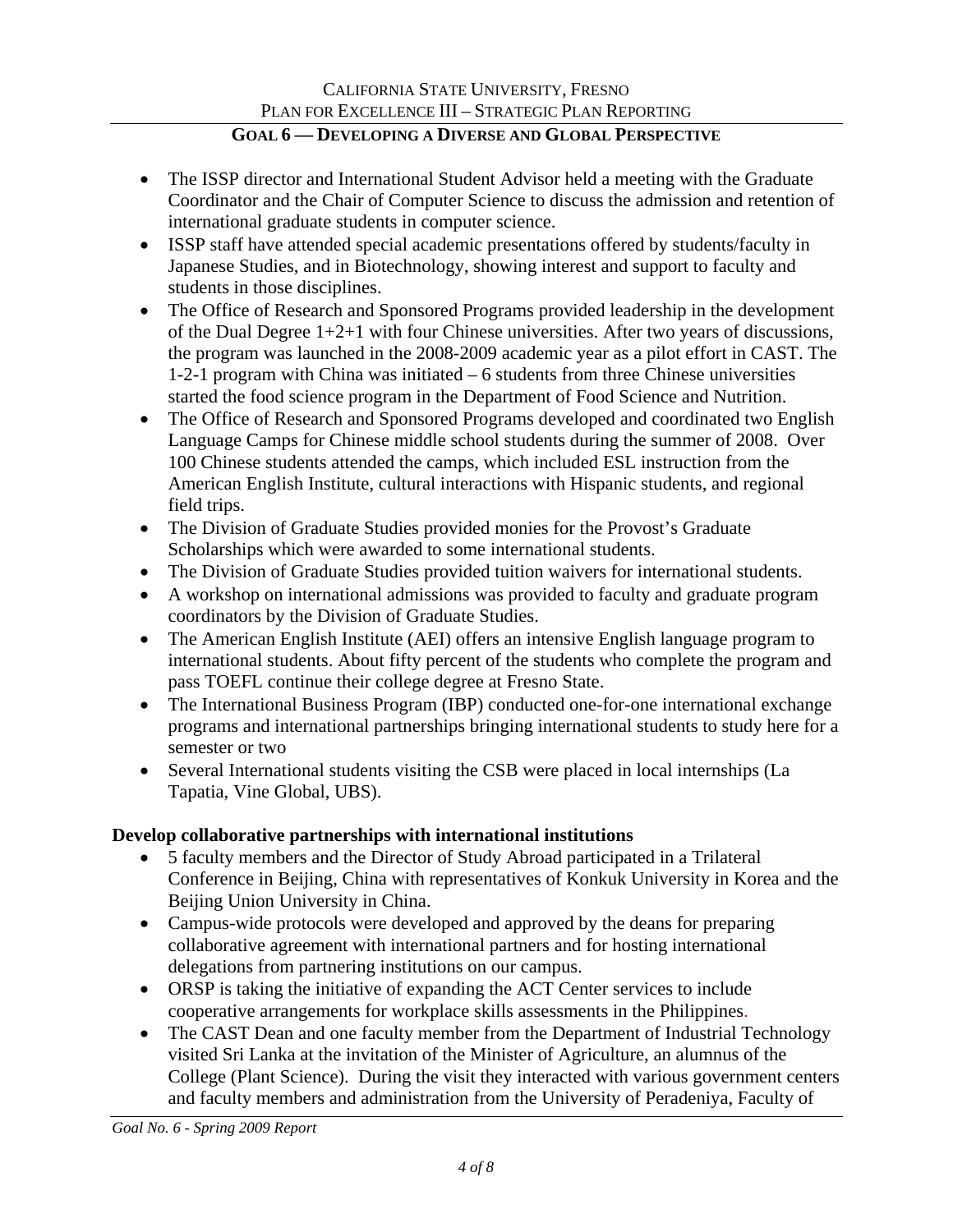- The ISSP director and International Student Advisor held a meeting with the Graduate Coordinator and the Chair of Computer Science to discuss the admission and retention of international graduate students in computer science.
- ISSP staff have attended special academic presentations offered by students/faculty in Japanese Studies, and in Biotechnology, showing interest and support to faculty and students in those disciplines.
- The Office of Research and Sponsored Programs provided leadership in the development of the Dual Degree 1+2+1 with four Chinese universities. After two years of discussions, the program was launched in the 2008-2009 academic year as a pilot effort in CAST. The 1-2-1 program with China was initiated – 6 students from three Chinese universities started the food science program in the Department of Food Science and Nutrition.
- The Office of Research and Sponsored Programs developed and coordinated two English Language Camps for Chinese middle school students during the summer of 2008. Over 100 Chinese students attended the camps, which included ESL instruction from the American English Institute, cultural interactions with Hispanic students, and regional field trips.
- The Division of Graduate Studies provided monies for the Provost's Graduate Scholarships which were awarded to some international students.
- The Division of Graduate Studies provided tuition waivers for international students.
- A workshop on international admissions was provided to faculty and graduate program coordinators by the Division of Graduate Studies.
- The American English Institute (AEI) offers an intensive English language program to international students. About fifty percent of the students who complete the program and pass TOEFL continue their college degree at Fresno State.
- The International Business Program (IBP) conducted one-for-one international exchange programs and international partnerships bringing international students to study here for a semester or two
- Several International students visiting the CSB were placed in local internships (La Tapatia, Vine Global, UBS).

**Develop collaborative partnerships with international institutions**

- 5 faculty members and the Director of Study Abroad participated in a Trilateral Conference in Beijing, China with representatives of Konkuk University in Korea and the Beijing Union University in China.
- Campus-wide protocols were developed and approved by the deans for preparing collaborative agreement with international partners and for hosting international delegations from partnering institutions on our campus.
- ORSP is taking the initiative of expanding the ACT Center services to include cooperative arrangements for workplace skills assessments in the Philippines.
- The CAST Dean and one faculty member from the Department of Industrial Technology visited Sri Lanka at the invitation of the Minister of Agriculture, an alumnus of the College (Plant Science). During the visit they interacted with various government centers and faculty members and administration from the University of Peradeniya, Faculty of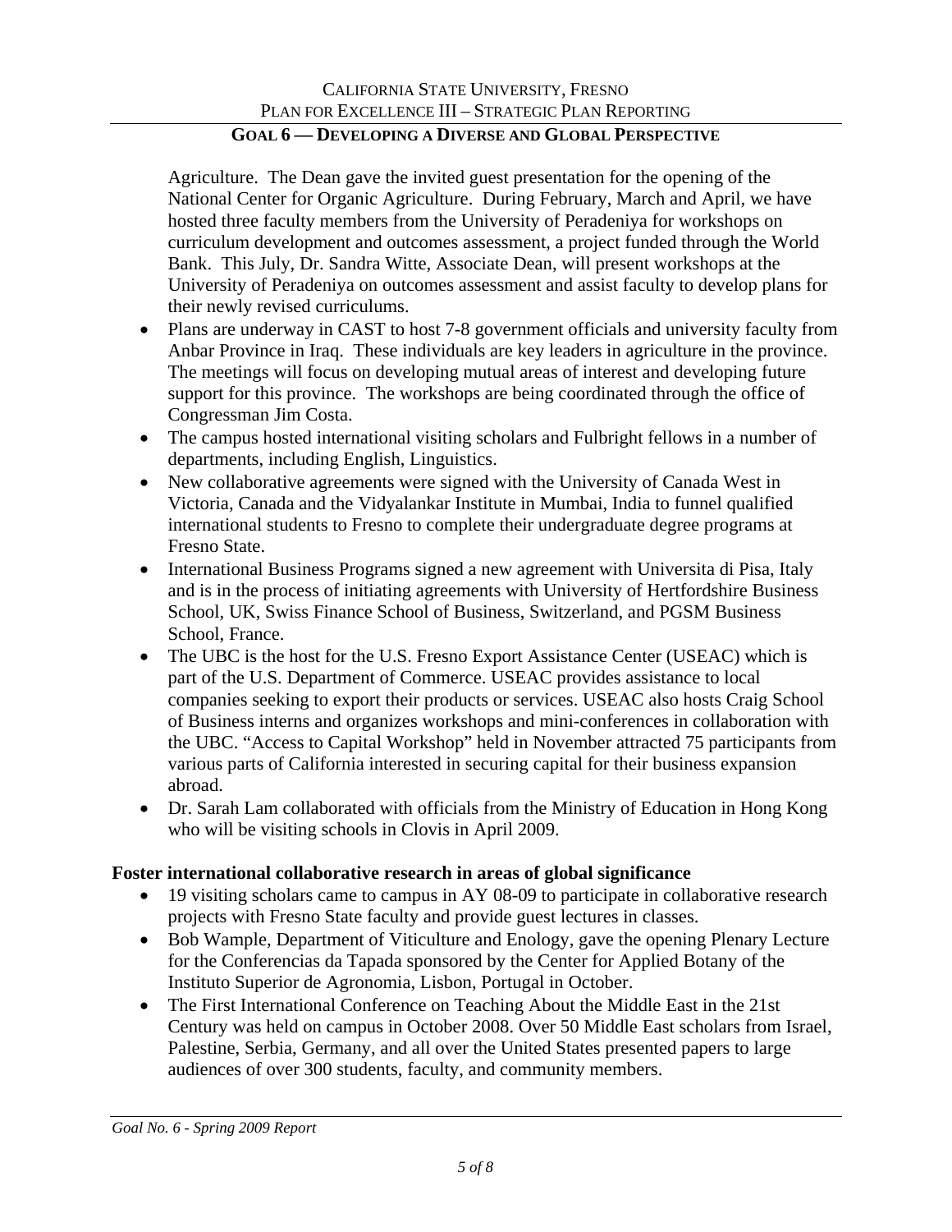Agriculture. The Dean gave the invited guest presentation for the opening of the National Center for Organic Agriculture. During February, March and April, we have hosted three faculty members from the University of Peradeniya for workshops on curriculum development and outcomes assessment, a project funded through the World Bank. This July, Dr. Sandra Witte, Associate Dean, will present workshops at the University of Peradeniya on outcomes assessment and assist faculty to develop plans for their newly revised curriculums.

- Plans are underway in CAST to host 7-8 government officials and university faculty from Anbar Province in Iraq. These individuals are key leaders in agriculture in the province. The meetings will focus on developing mutual areas of interest and developing future support for this province. The workshops are being coordinated through the office of Congressman Jim Costa.
- The campus hosted international visiting scholars and Fulbright fellows in a number of departments, including English, Linguistics.
- New collaborative agreements were signed with the University of Canada West in Victoria, Canada and the Vidyalankar Institute in Mumbai, India to funnel qualified international students to Fresno to complete their undergraduate degree programs at Fresno State.
- International Business Programs signed a new agreement with Universita di Pisa, Italy and is in the process of initiating agreements with University of Hertfordshire Business School, UK, Swiss Finance School of Business, Switzerland, and PGSM Business School, France.
- The UBC is the host for the U.S. Fresno Export Assistance Center (USEAC) which is part of the U.S. Department of Commerce. USEAC provides assistance to local companies seeking to export their products or services. USEAC also hosts Craig School of Business interns and organizes workshops and mini-conferences in collaboration with the UBC. "Access to Capital Workshop" held in November attracted 75 participants from various parts of California interested in securing capital for their business expansion abroad.
- Dr. Sarah Lam collaborated with officials from the Ministry of Education in Hong Kong who will be visiting schools in Clovis in April 2009.

**Foster international collaborative research in areas of global significance**

- 19 visiting scholars came to campus in AY 08-09 to participate in collaborative research projects with Fresno State faculty and provide guest lectures in classes.
- Bob Wample, Department of Viticulture and Enology, gave the opening Plenary Lecture for the Conferencias da Tapada sponsored by the Center for Applied Botany of the Instituto Superior de Agronomia, Lisbon, Portugal in October.
- The First International Conference on Teaching About the Middle East in the 21st Century was held on campus in October 2008. Over 50 Middle East scholars from Israel, Palestine, Serbia, Germany, and all over the United States presented papers to large audiences of over 300 students, faculty, and community members.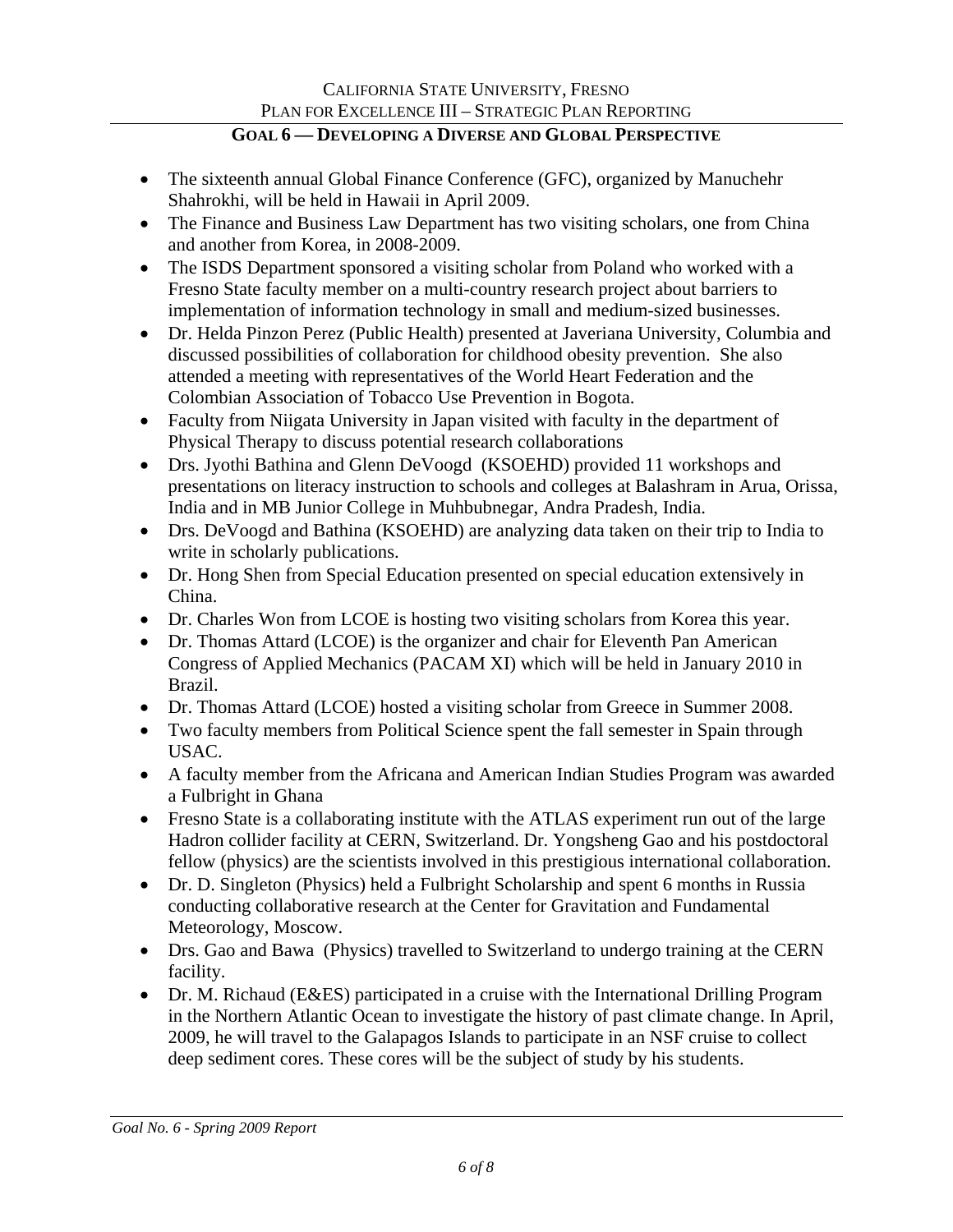## GOAL 6 — DEVELOPING A DIVERSE AND GLOBAL PERSPECTIVE

- The sixteenth annual Global Finance Conference (GFC), organized by Manuchehr Shahrokhi, will be held in Hawaii in April 2009.
- The Finance and Business Law Department has two visiting scholars, one from China and another from Korea, in 2008-2009.
- The ISDS Department sponsored a visiting scholar from Poland who worked with a Fresno State faculty member on a multi-country research project about barriers to implementation of information technology in small and medium-sized businesses.
- Dr. Helda Pinzon Perez (Public Health) presented at Javeriana University, Columbia and discussed possibilities of collaboration for childhood obesity prevention. She also attended a meeting with representatives of the World Heart Federation and the Colombian Association of Tobacco Use Prevention in Bogota.
- Faculty from Niigata University in Japan visited with faculty in the department of Physical Therapy to discuss potential research collaborations
- Drs. Jyothi Bathina and Glenn DeVoogd (KSOEHD) provided 11 workshops and presentations on literacy instruction to schools and colleges at Balashram in Arua, Orissa, India and in MB Junior College in Muhbubnegar, Andra Pradesh, India.
- Drs. DeVoogd and Bathina (KSOEHD) are analyzing data taken on their trip to India to write in scholarly publications.
- Dr. Hong Shen from Special Education presented on special education extensively in China.
- Dr. Charles Won from LCOE is hosting two visiting scholars from Korea this year.
- Dr. Thomas Attard (LCOE) is the organizer and chair for Eleventh Pan American Congress of Applied Mechanics (PACAM XI) which will be held in January 2010 in Brazil.
- Dr. Thomas Attard (LCOE) hosted a visiting scholar from Greece in Summer 2008.
- Two faculty members from Political Science spent the fall semester in Spain through USAC.
- A faculty member from the Africana and American Indian Studies Program was awarded a Fulbright in Ghana
- Fresno State is a collaborating institute with the ATLAS experiment run out of the large Hadron collider facility at CERN, Switzerland. Dr. Yongsheng Gao and his postdoctoral fellow (physics) are the scientists involved in this prestigious international collaboration.
- Dr. D. Singleton (Physics) held a Fulbright Scholarship and spent 6 months in Russia conducting collaborative research at the Center for Gravitation and Fundamental Meteorology, Moscow.
- Drs. Gao and Bawa (Physics) travelled to Switzerland to undergo training at the CERN facility.
- Dr. M. Richaud (E&ES) participated in a cruise with the International Drilling Program in the Northern Atlantic Ocean to investigate the history of past climate change. In April, 2009, he will travel to the Galapagos Islands to participate in an NSF cruise to collect deep sediment cores. These cores will be the subject of study by his students.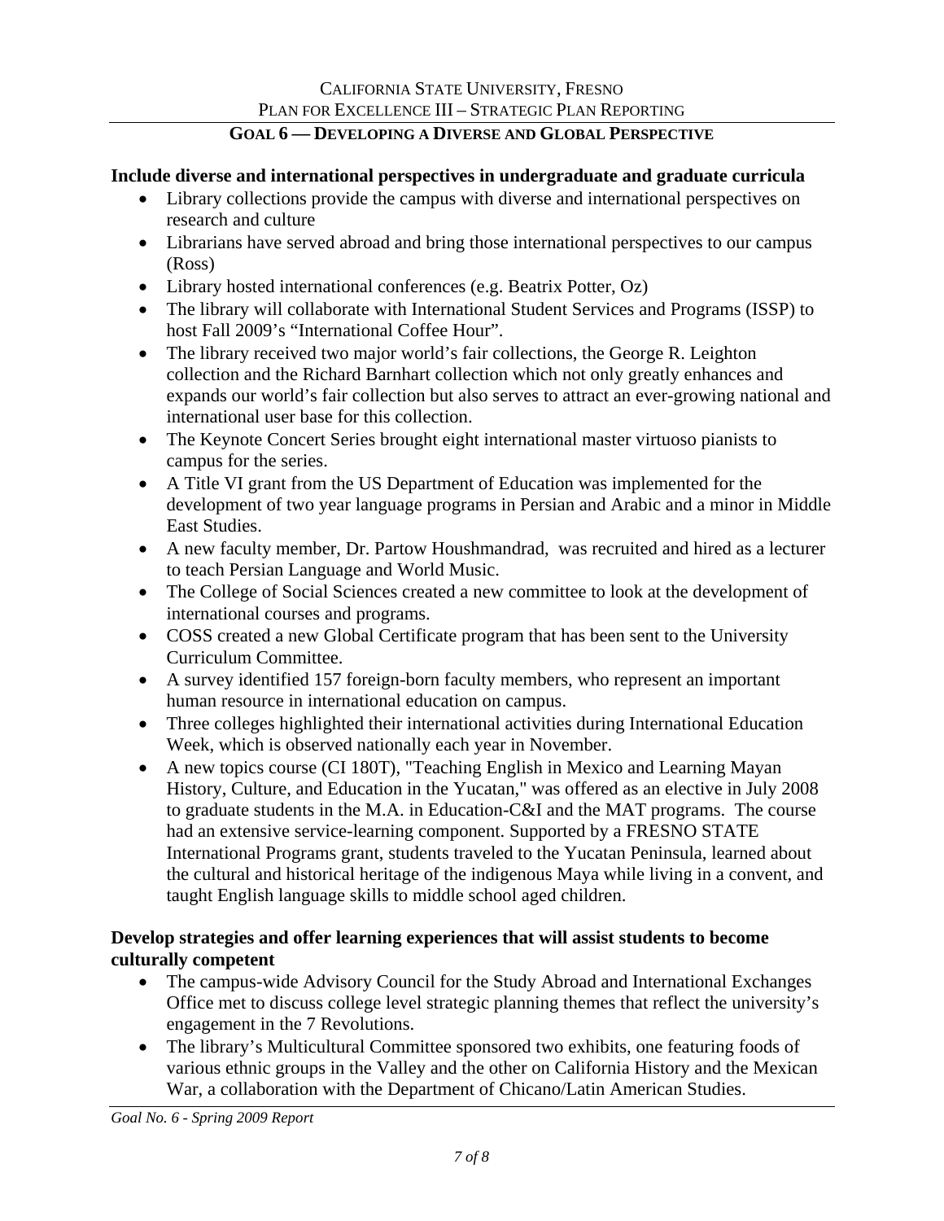## GOAL 6 — DEVELOPING A DIVERSE AND GLOBAL PERSPECTIVE

**Include diverse and international perspectives in undergraduate and graduate curricula**

- Library collections provide the campus with diverse and international perspectives on research and culture
- Librarians have served abroad and bring those international perspectives to our campus (Ross)
- Library hosted international conferences (e.g. Beatrix Potter, Oz)
- The library will collaborate with International Student Services and Programs (ISSP) to host Fall 2009's "International Coffee Hour".
- The library received two major world's fair collections, the George R. Leighton collection and the Richard Barnhart collection which not only greatly enhances and expands our world's fair collection but also serves to attract an ever-growing national and international user base for this collection.
- The Keynote Concert Series brought eight international master virtuoso pianists to campus for the series.
- A Title VI grant from the US Department of Education was implemented for the development of two year language programs in Persian and Arabic and a minor in Middle East Studies.
- A new faculty member, Dr. Partow Houshmandrad, was recruited and hired as a lecturer to teach Persian Language and World Music.
- The College of Social Sciences created a new committee to look at the development of international courses and programs.
- COSS created a new Global Certificate program that has been sent to the University Curriculum Committee.
- A survey identified 157 foreign-born faculty members, who represent an important human resource in international education on campus.
- Three colleges highlighted their international activities during International Education Week, which is observed nationally each year in November.
- A new topics course (CI 180T), "Teaching English in Mexico and Learning Mayan History, Culture, and Education in the Yucatan," was offered as an elective in July 2008 to graduate students in the M.A. in Education-C&I and the MAT programs. The course had an extensive service-learning component. Supported by a FRESNO STATE International Programs grant, students traveled to the Yucatan Peninsula, learned about the cultural and historical heritage of the indigenous Maya while living in a convent, and taught English language skills to middle school aged children.

**Develop strategies and offer learning experiences that will assist students to become culturally competent**

- The campus-wide Advisory Council for the Study Abroad and International Exchanges Office met to discuss college level strategic planning themes that reflect the university's engagement in the 7 Revolutions.
- The library's Multicultural Committee sponsored two exhibits, one featuring foods of various ethnic groups in the Valley and the other on California History and the Mexican War, a collaboration with the Department of Chicano/Latin American Studies.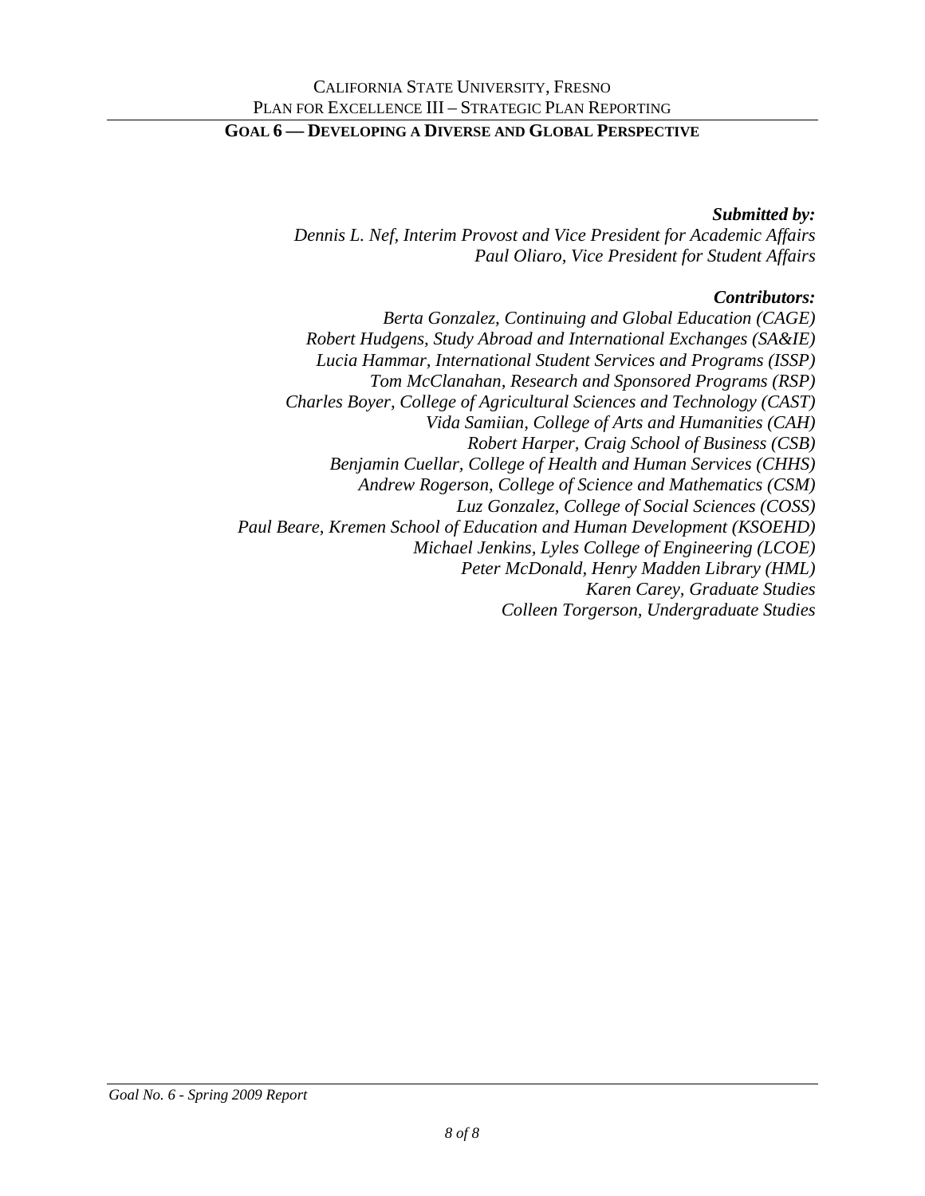*Submitted by:*

*Dennis L. Nef, Interim Provost and Vice President for Academic Affairs*
*Paul Oliaro, Vice President for Student Affairs*

*Contributors:*

*Berta Gonzalez, Continuing and Global Education (CAGE)*
*Robert Hudgens, Study Abroad and International Exchanges (SA&IE)*
*Lucia Hammar, International Student Services and Programs (ISSP)*
*Tom McClanahan, Research and Sponsored Programs (RSP)*
*Charles Boyer, College of Agricultural Sciences and Technology (CAST)*
*Vida Samiian, College of Arts and Humanities (CAH)*
*Robert Harper, Craig School of Business (CSB)*
*Benjamin Cuellar, College of Health and Human Services (CHHS)*
*Andrew Rogerson, College of Science and Mathematics (CSM)*
*Luz Gonzalez, College of Social Sciences (COSS)*
*Paul Beare, Kremen School of Education and Human Development (KSOEHD)*
*Michael Jenkins, Lyles College of Engineering (LCOE)*
*Peter McDonald, Henry Madden Library (HML)*
*Karen Carey, Graduate Studies*
*Colleen Torgerson, Undergraduate Studies*